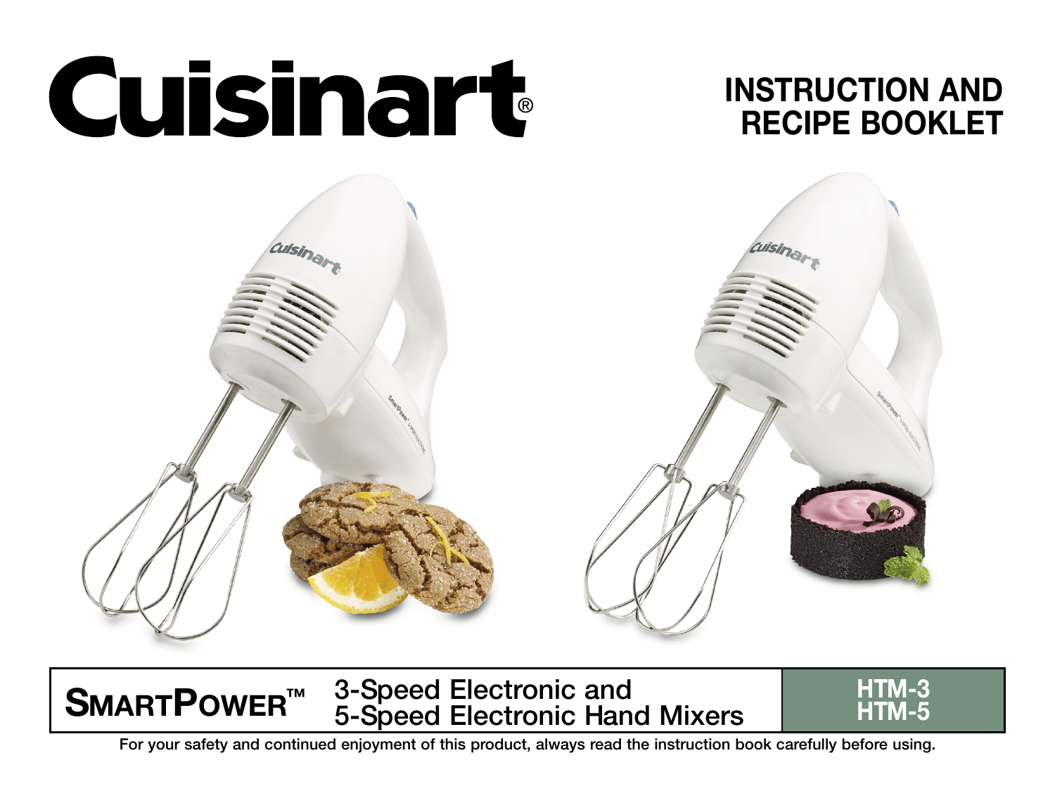# Cuisinart®

# INSTRUCTION AND RECIPE BOOKLET

**SMARTPOWER™** 3-Speed Electronic and 5-Speed Electronic Hand Mixers

**HTM-3**
**HTM-5**

**For your safety and continued enjoyment of this product, always read the instruction book carefully before using.**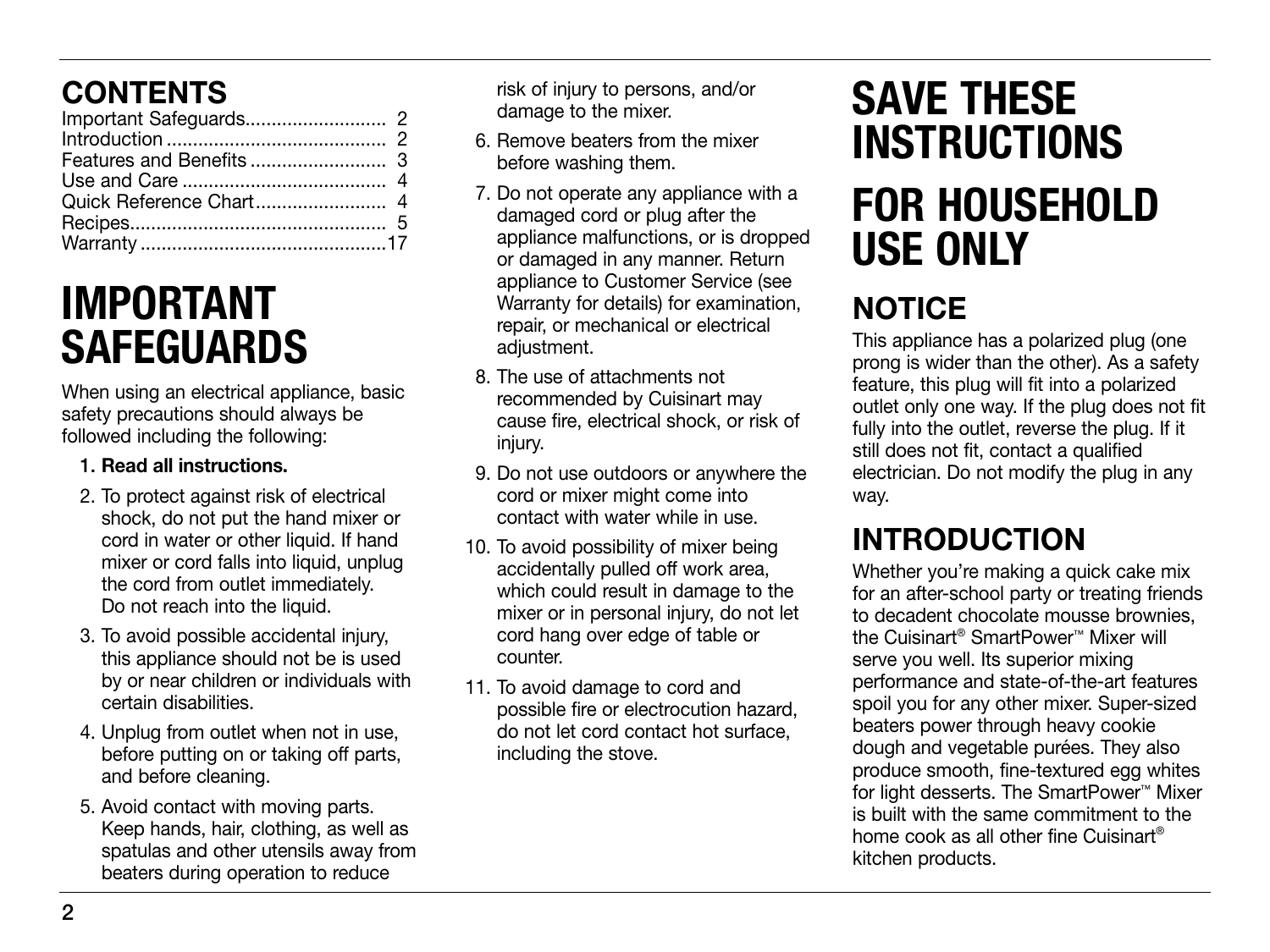## CONTENTS

Important Safeguards.......................... 2
Introduction ......................................... 2
Features and Benefits ......................... 3
Use and Care ...................................... 4
Quick Reference Chart......................... 4
Recipes................................................ 5
Warranty ..............................................17

# IMPORTANT SAFEGUARDS

When using an electrical appliance, basic safety precautions should always be followed including the following:

1. **Read all instructions.**
2. To protect against risk of electrical shock, do not put the hand mixer or cord in water or other liquid. If hand mixer or cord falls into liquid, unplug the cord from outlet immediately. Do not reach into the liquid.
3. To avoid possible accidental injury, this appliance should not be is used by or near children or individuals with certain disabilities.
4. Unplug from outlet when not in use, before putting on or taking off parts, and before cleaning.
5. Avoid contact with moving parts. Keep hands, hair, clothing, as well as spatulas and other utensils away from beaters during operation to reduce risk of injury to persons, and/or damage to the mixer.
6. Remove beaters from the mixer before washing them.
7. Do not operate any appliance with a damaged cord or plug after the appliance malfunctions, or is dropped or damaged in any manner. Return appliance to Customer Service (see Warranty for details) for examination, repair, or mechanical or electrical adjustment.
8. The use of attachments not recommended by Cuisinart may cause fire, electrical shock, or risk of injury.
9. Do not use outdoors or anywhere the cord or mixer might come into contact with water while in use.
10. To avoid possibility of mixer being accidentally pulled off work area, which could result in damage to the mixer or in personal injury, do not let cord hang over edge of table or counter.
11. To avoid damage to cord and possible fire or electrocution hazard, do not let cord contact hot surface, including the stove.

# SAVE THESE INSTRUCTIONS

# FOR HOUSEHOLD USE ONLY

## NOTICE

This appliance has a polarized plug (one prong is wider than the other). As a safety feature, this plug will fit into a polarized outlet only one way. If the plug does not fit fully into the outlet, reverse the plug. If it still does not fit, contact a qualified electrician. Do not modify the plug in any way.

## INTRODUCTION

Whether you're making a quick cake mix for an after-school party or treating friends to decadent chocolate mousse brownies, the Cuisinart® SmartPower™ Mixer will serve you well. Its superior mixing performance and state-of-the-art features spoil you for any other mixer. Super-sized beaters power through heavy cookie dough and vegetable purées. They also produce smooth, fine-textured egg whites for light desserts. The SmartPower™ Mixer is built with the same commitment to the home cook as all other fine Cuisinart® kitchen products.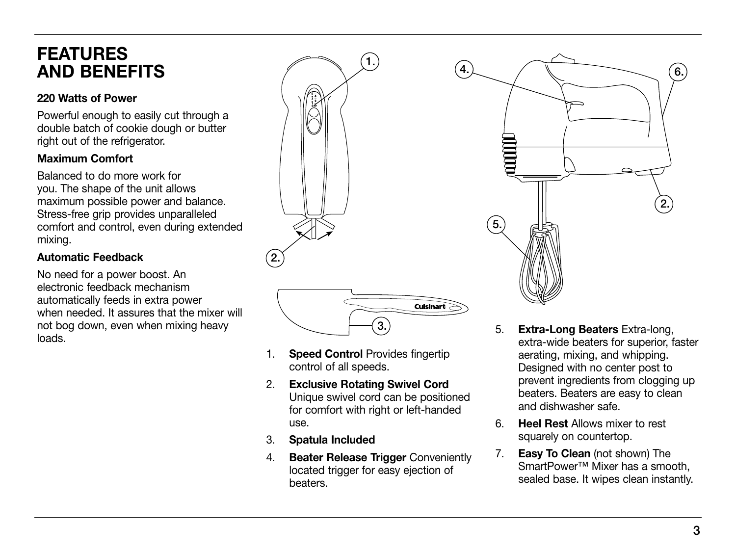# FEATURES AND BENEFITS

**220 Watts of Power**

Powerful enough to easily cut through a double batch of cookie dough or butter right out of the refrigerator.

**Maximum Comfort**

Balanced to do more work for you. The shape of the unit allows maximum possible power and balance. Stress-free grip provides unparalleled comfort and control, even during extended mixing.

**Automatic Feedback**

No need for a power boost. An electronic feedback mechanism automatically feeds in extra power when needed. It assures that the mixer will not bog down, even when mixing heavy loads.

1. **Speed Control** Provides fingertip control of all speeds.
2. **Exclusive Rotating Swivel Cord** Unique swivel cord can be positioned for comfort with right or left-handed use.
3. **Spatula Included**
4. **Beater Release Trigger** Conveniently located trigger for easy ejection of beaters.
5. **Extra-Long Beaters** Extra-long, extra-wide beaters for superior, faster aerating, mixing, and whipping. Designed with no center post to prevent ingredients from clogging up beaters. Beaters are easy to clean and dishwasher safe.
6. **Heel Rest** Allows mixer to rest squarely on countertop.
7. **Easy To Clean** (not shown) The SmartPower™ Mixer has a smooth, sealed base. It wipes clean instantly.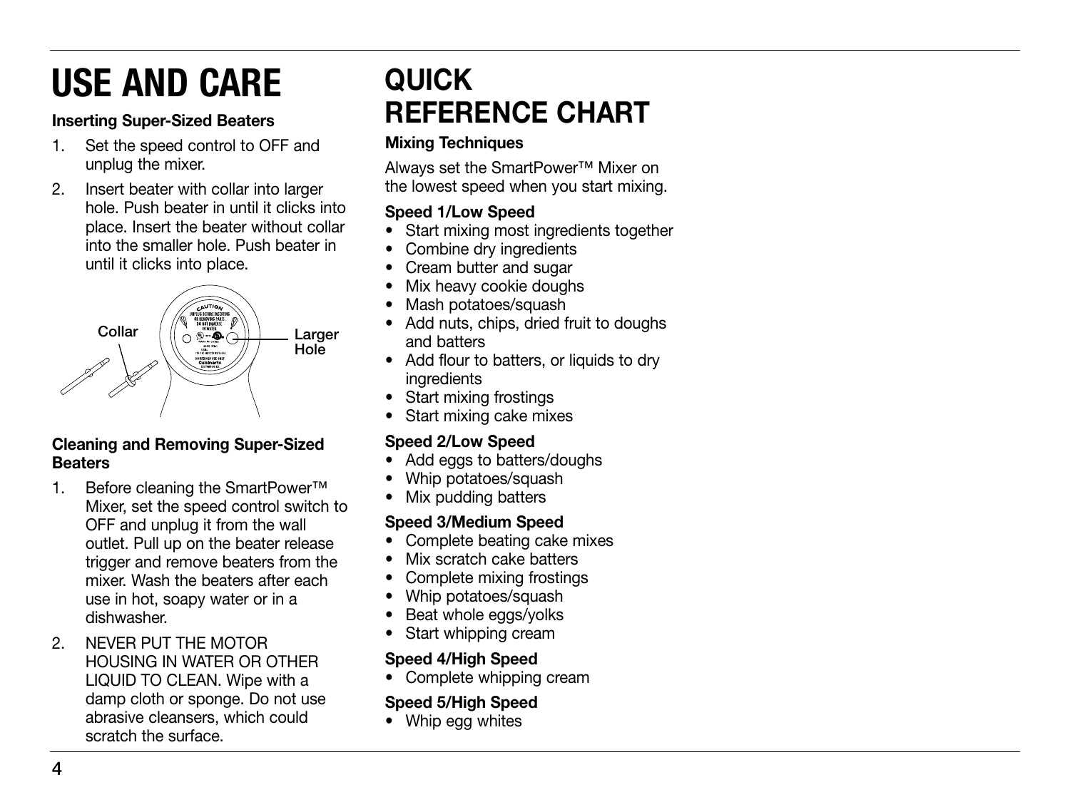# USE AND CARE

**Inserting Super-Sized Beaters**

1. Set the speed control to OFF and unplug the mixer.
2. Insert beater with collar into larger hole. Push beater in until it clicks into place. Insert the beater without collar into the smaller hole. Push beater in until it clicks into place.

Collar

Larger Hole

**Cleaning and Removing Super-Sized Beaters**

1. Before cleaning the SmartPower™ Mixer, set the speed control switch to OFF and unplug it from the wall outlet. Pull up on the beater release trigger and remove beaters from the mixer. Wash the beaters after each use in hot, soapy water or in a dishwasher.
2. NEVER PUT THE MOTOR HOUSING IN WATER OR OTHER LIQUID TO CLEAN. Wipe with a damp cloth or sponge. Do not use abrasive cleansers, which could scratch the surface.

# QUICK REFERENCE CHART

**Mixing Techniques**

Always set the SmartPower™ Mixer on the lowest speed when you start mixing.

**Speed 1/Low Speed**

- Start mixing most ingredients together
- Combine dry ingredients
- Cream butter and sugar
- Mix heavy cookie doughs
- Mash potatoes/squash
- Add nuts, chips, dried fruit to doughs and batters
- Add flour to batters, or liquids to dry ingredients
- Start mixing frostings
- Start mixing cake mixes

**Speed 2/Low Speed**

- Add eggs to batters/doughs
- Whip potatoes/squash
- Mix pudding batters

**Speed 3/Medium Speed**

- Complete beating cake mixes
- Mix scratch cake batters
- Complete mixing frostings
- Whip potatoes/squash
- Beat whole eggs/yolks
- Start whipping cream

**Speed 4/High Speed**

- Complete whipping cream

**Speed 5/High Speed**

- Whip egg whites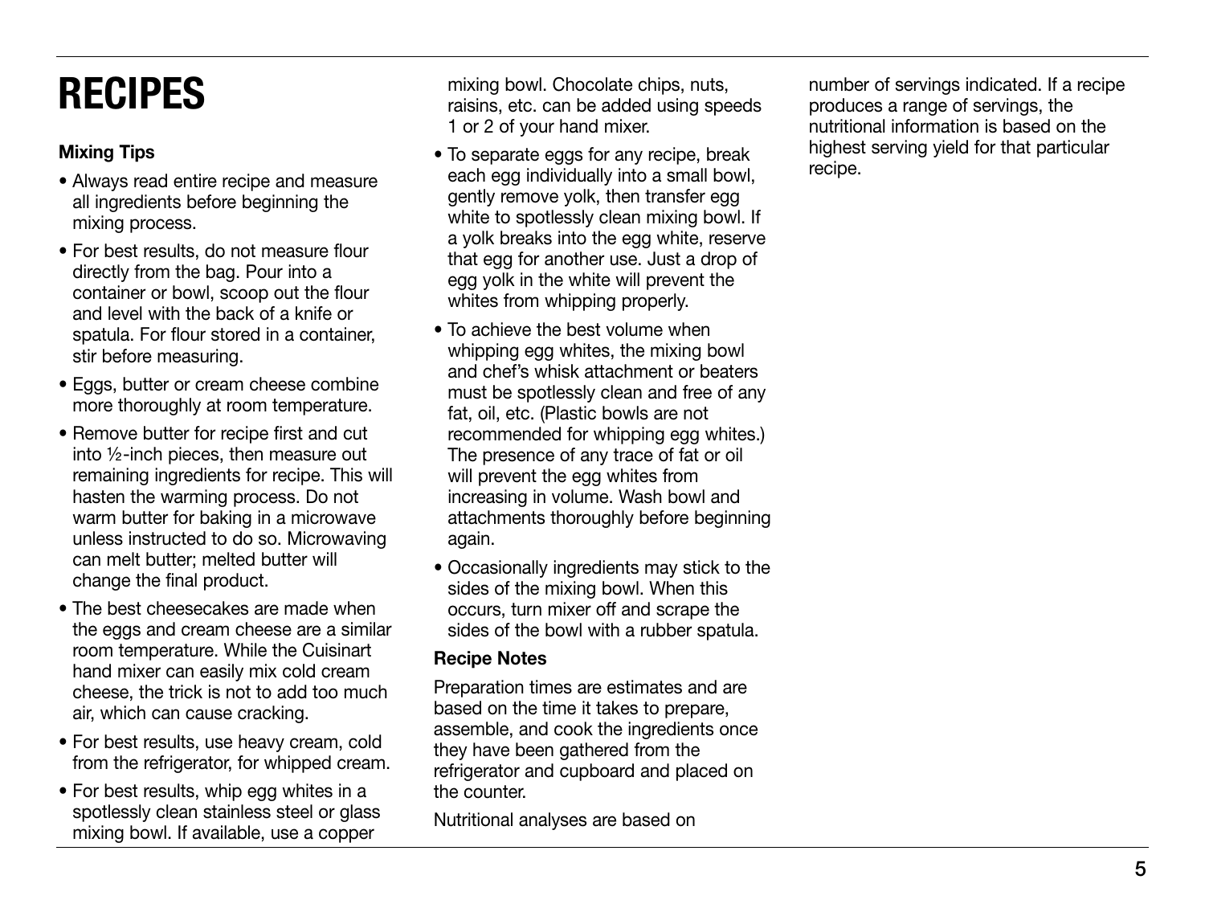# RECIPES

### Mixing Tips

- Always read entire recipe and measure all ingredients before beginning the mixing process.
- For best results, do not measure flour directly from the bag. Pour into a container or bowl, scoop out the flour and level with the back of a knife or spatula. For flour stored in a container, stir before measuring.
- Eggs, butter or cream cheese combine more thoroughly at room temperature.
- Remove butter for recipe first and cut into ½-inch pieces, then measure out remaining ingredients for recipe. This will hasten the warming process. Do not warm butter for baking in a microwave unless instructed to do so. Microwaving can melt butter; melted butter will change the final product.
- The best cheesecakes are made when the eggs and cream cheese are a similar room temperature. While the Cuisinart hand mixer can easily mix cold cream cheese, the trick is not to add too much air, which can cause cracking.
- For best results, use heavy cream, cold from the refrigerator, for whipped cream.
- For best results, whip egg whites in a spotlessly clean stainless steel or glass mixing bowl. If available, use a copper mixing bowl. Chocolate chips, nuts, raisins, etc. can be added using speeds 1 or 2 of your hand mixer.
- To separate eggs for any recipe, break each egg individually into a small bowl, gently remove yolk, then transfer egg white to spotlessly clean mixing bowl. If a yolk breaks into the egg white, reserve that egg for another use. Just a drop of egg yolk in the white will prevent the whites from whipping properly.
- To achieve the best volume when whipping egg whites, the mixing bowl and chef's whisk attachment or beaters must be spotlessly clean and free of any fat, oil, etc. (Plastic bowls are not recommended for whipping egg whites.) The presence of any trace of fat or oil will prevent the egg whites from increasing in volume. Wash bowl and attachments thoroughly before beginning again.
- Occasionally ingredients may stick to the sides of the mixing bowl. When this occurs, turn mixer off and scrape the sides of the bowl with a rubber spatula.

### Recipe Notes

Preparation times are estimates and are based on the time it takes to prepare, assemble, and cook the ingredients once they have been gathered from the refrigerator and cupboard and placed on the counter.

Nutritional analyses are based on number of servings indicated. If a recipe produces a range of servings, the nutritional information is based on the highest serving yield for that particular recipe.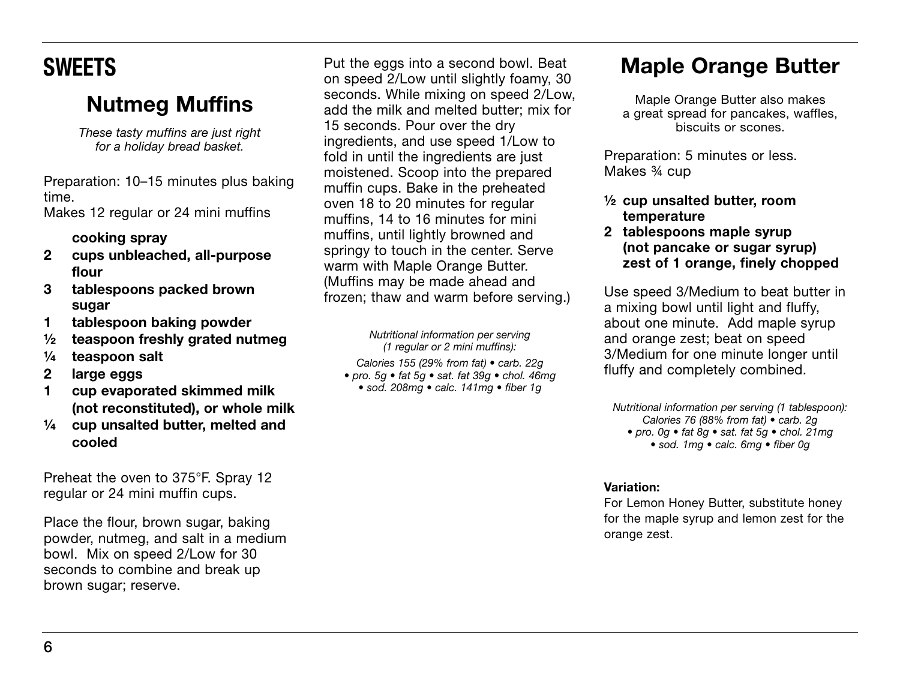# SWEETS

## Nutmeg Muffins

*These tasty muffins are just right for a holiday bread basket.*

Preparation: 10–15 minutes plus baking time.
Makes 12 regular or 24 mini muffins

- **cooking spray**
- **2 cups unbleached, all-purpose flour**
- **3 tablespoons packed brown sugar**
- **1 tablespoon baking powder**
- **½ teaspoon freshly grated nutmeg**
- **¼ teaspoon salt**
- **2 large eggs**
- **1 cup evaporated skimmed milk (not reconstituted), or whole milk**
- **¼ cup unsalted butter, melted and cooled**

Preheat the oven to 375°F. Spray 12 regular or 24 mini muffin cups.

Place the flour, brown sugar, baking powder, nutmeg, and salt in a medium bowl. Mix on speed 2/Low for 30 seconds to combine and break up brown sugar; reserve.

Put the eggs into a second bowl. Beat on speed 2/Low until slightly foamy, 30 seconds. While mixing on speed 2/Low, add the milk and melted butter; mix for 15 seconds. Pour over the dry ingredients, and use speed 1/Low to fold in until the ingredients are just moistened. Scoop into the prepared muffin cups. Bake in the preheated oven 18 to 20 minutes for regular muffins, 14 to 16 minutes for mini muffins, until lightly browned and springy to touch in the center. Serve warm with Maple Orange Butter. (Muffins may be made ahead and frozen; thaw and warm before serving.)

*Nutritional information per serving (1 regular or 2 mini muffins):*
*Calories 155 (29% from fat) • carb. 22g • pro. 5g • fat 5g • sat. fat 39g • chol. 46mg • sod. 208mg • calc. 141mg • fiber 1g*

## Maple Orange Butter

Maple Orange Butter also makes a great spread for pancakes, waffles, biscuits or scones.

Preparation: 5 minutes or less.
Makes ¾ cup

- **½ cup unsalted butter, room temperature**
- **2 tablespoons maple syrup (not pancake or sugar syrup) zest of 1 orange, finely chopped**

Use speed 3/Medium to beat butter in a mixing bowl until light and fluffy, about one minute. Add maple syrup and orange zest; beat on speed 3/Medium for one minute longer until fluffy and completely combined.

*Nutritional information per serving (1 tablespoon):*
*Calories 76 (88% from fat) • carb. 2g • pro. 0g • fat 8g • sat. fat 5g • chol. 21mg • sod. 1mg • calc. 6mg • fiber 0g*

**Variation:**
For Lemon Honey Butter, substitute honey for the maple syrup and lemon zest for the orange zest.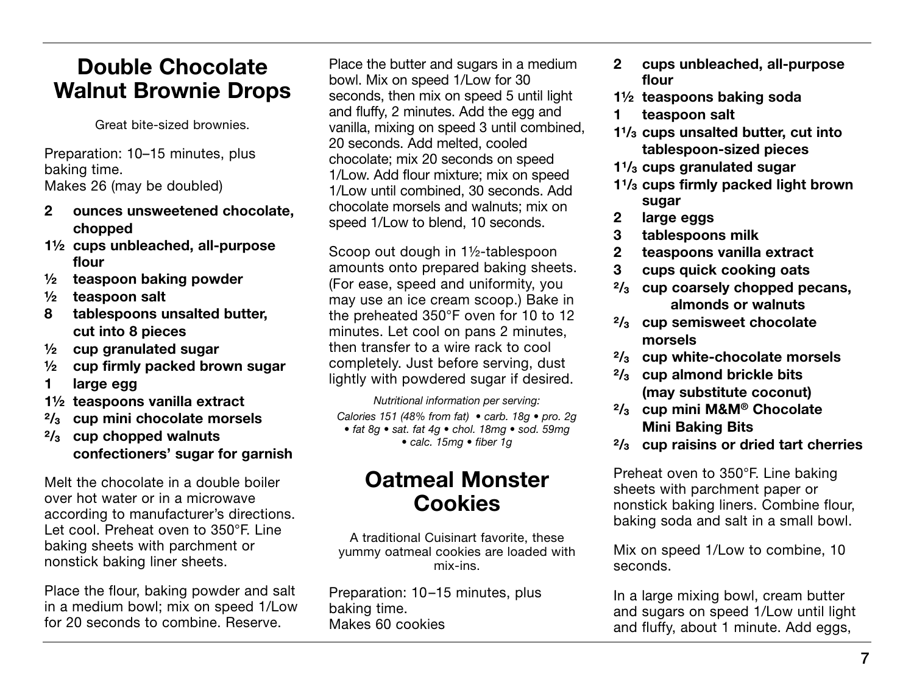## Double Chocolate Walnut Brownie Drops

Great bite-sized brownies.

Preparation: 10–15 minutes, plus baking time.
Makes 26 (may be doubled)

- **2 ounces unsweetened chocolate, chopped**
- **1½ cups unbleached, all-purpose flour**
- **½ teaspoon baking powder**
- **½ teaspoon salt**
- **8 tablespoons unsalted butter, cut into 8 pieces**
- **½ cup granulated sugar**
- **½ cup firmly packed brown sugar**
- **1 large egg**
- **1½ teaspoons vanilla extract**
- **⅔ cup mini chocolate morsels**
- **⅔ cup chopped walnuts**
- **confectioners' sugar for garnish**

Melt the chocolate in a double boiler over hot water or in a microwave according to manufacturer's directions. Let cool. Preheat oven to 350°F. Line baking sheets with parchment or nonstick baking liner sheets.

Place the flour, baking powder and salt in a medium bowl; mix on speed 1/Low for 20 seconds to combine. Reserve.

Place the butter and sugars in a medium bowl. Mix on speed 1/Low for 30 seconds, then mix on speed 5 until light and fluffy, 2 minutes. Add the egg and vanilla, mixing on speed 3 until combined, 20 seconds. Add melted, cooled chocolate; mix 20 seconds on speed 1/Low. Add flour mixture; mix on speed 1/Low until combined, 30 seconds. Add chocolate morsels and walnuts; mix on speed 1/Low to blend, 10 seconds.

Scoop out dough in 1½-tablespoon amounts onto prepared baking sheets. (For ease, speed and uniformity, you may use an ice cream scoop.) Bake in the preheated 350°F oven for 10 to 12 minutes. Let cool on pans 2 minutes, then transfer to a wire rack to cool completely. Just before serving, dust lightly with powdered sugar if desired.

*Nutritional information per serving:*
*Calories 151 (48% from fat) • carb. 18g • pro. 2g • fat 8g • sat. fat 4g • chol. 18mg • sod. 59mg • calc. 15mg • fiber 1g*

## Oatmeal Monster Cookies

A traditional Cuisinart favorite, these yummy oatmeal cookies are loaded with mix-ins.

Preparation: 10–15 minutes, plus baking time.
Makes 60 cookies

- **2 cups unbleached, all-purpose flour**
- **1½ teaspoons baking soda**
- **1 teaspoon salt**
- **1⅓ cups unsalted butter, cut into tablespoon-sized pieces**
- **1⅓ cups granulated sugar**
- **1⅓ cups firmly packed light brown sugar**
- **2 large eggs**
- **3 tablespoons milk**
- **2 teaspoons vanilla extract**
- **3 cups quick cooking oats**
- **⅔ cup coarsely chopped pecans, almonds or walnuts**
- **⅔ cup semisweet chocolate morsels**
- **⅔ cup white-chocolate morsels**
- **⅔ cup almond brickle bits (may substitute coconut)**
- **⅔ cup mini M&M® Chocolate Mini Baking Bits**
- **⅔ cup raisins or dried tart cherries**

Preheat oven to 350°F. Line baking sheets with parchment paper or nonstick baking liners. Combine flour, baking soda and salt in a small bowl.

Mix on speed 1/Low to combine, 10 seconds.

In a large mixing bowl, cream butter and sugars on speed 1/Low until light and fluffy, about 1 minute. Add eggs,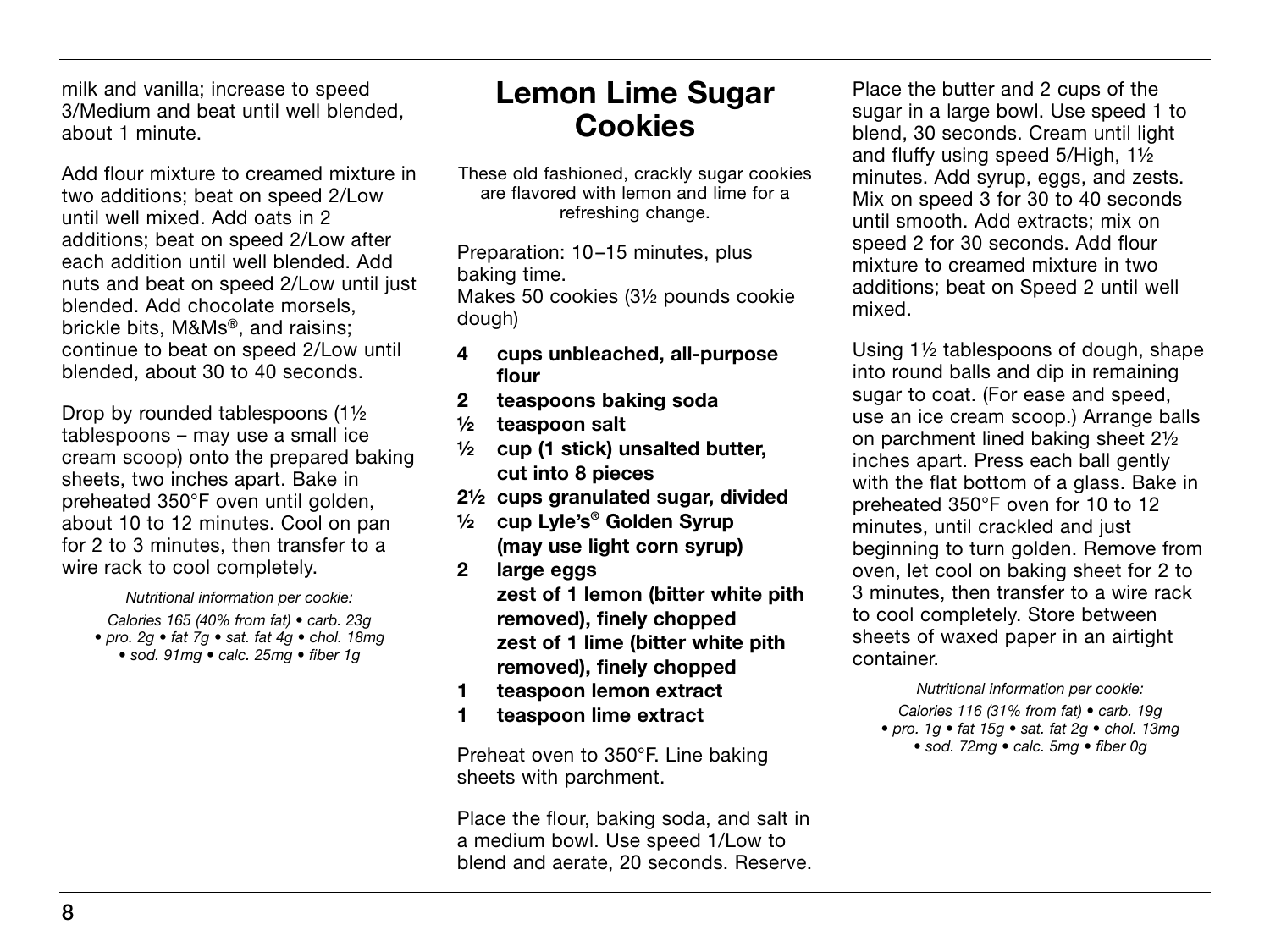milk and vanilla; increase to speed 3/Medium and beat until well blended, about 1 minute.

Add flour mixture to creamed mixture in two additions; beat on speed 2/Low until well mixed. Add oats in 2 additions; beat on speed 2/Low after each addition until well blended. Add nuts and beat on speed 2/Low until just blended. Add chocolate morsels, brickle bits, M&Ms®, and raisins; continue to beat on speed 2/Low until blended, about 30 to 40 seconds.

Drop by rounded tablespoons (1½ tablespoons – may use a small ice cream scoop) onto the prepared baking sheets, two inches apart. Bake in preheated 350°F oven until golden, about 10 to 12 minutes. Cool on pan for 2 to 3 minutes, then transfer to a wire rack to cool completely.

*Nutritional information per cookie:*

*Calories 165 (40% from fat) • carb. 23g • pro. 2g • fat 7g • sat. fat 4g • chol. 18mg • sod. 91mg • calc. 25mg • fiber 1g*

## Lemon Lime Sugar Cookies

These old fashioned, crackly sugar cookies are flavored with lemon and lime for a refreshing change.

Preparation: 10–15 minutes, plus baking time.
Makes 50 cookies (3½ pounds cookie dough)

- **4 cups unbleached, all-purpose flour**
- **2 teaspoons baking soda**
- **½ teaspoon salt**
- **½ cup (1 stick) unsalted butter, cut into 8 pieces**
- **2½ cups granulated sugar, divided**
- **½ cup Lyle's® Golden Syrup (may use light corn syrup)**
- **2 large eggs**
- **zest of 1 lemon (bitter white pith removed), finely chopped**
- **zest of 1 lime (bitter white pith removed), finely chopped**
- **1 teaspoon lemon extract**
- **1 teaspoon lime extract**

Preheat oven to 350°F. Line baking sheets with parchment.

Place the flour, baking soda, and salt in a medium bowl. Use speed 1/Low to blend and aerate, 20 seconds. Reserve.

Place the butter and 2 cups of the sugar in a large bowl. Use speed 1 to blend, 30 seconds. Cream until light and fluffy using speed 5/High, 1½ minutes. Add syrup, eggs, and zests. Mix on speed 3 for 30 to 40 seconds until smooth. Add extracts; mix on speed 2 for 30 seconds. Add flour mixture to creamed mixture in two additions; beat on Speed 2 until well mixed.

Using 1½ tablespoons of dough, shape into round balls and dip in remaining sugar to coat. (For ease and speed, use an ice cream scoop.) Arrange balls on parchment lined baking sheet 2½ inches apart. Press each ball gently with the flat bottom of a glass. Bake in preheated 350°F oven for 10 to 12 minutes, until crackled and just beginning to turn golden. Remove from oven, let cool on baking sheet for 2 to 3 minutes, then transfer to a wire rack to cool completely. Store between sheets of waxed paper in an airtight container.

*Nutritional information per cookie:*

*Calories 116 (31% from fat) • carb. 19g • pro. 1g • fat 15g • sat. fat 2g • chol. 13mg • sod. 72mg • calc. 5mg • fiber 0g*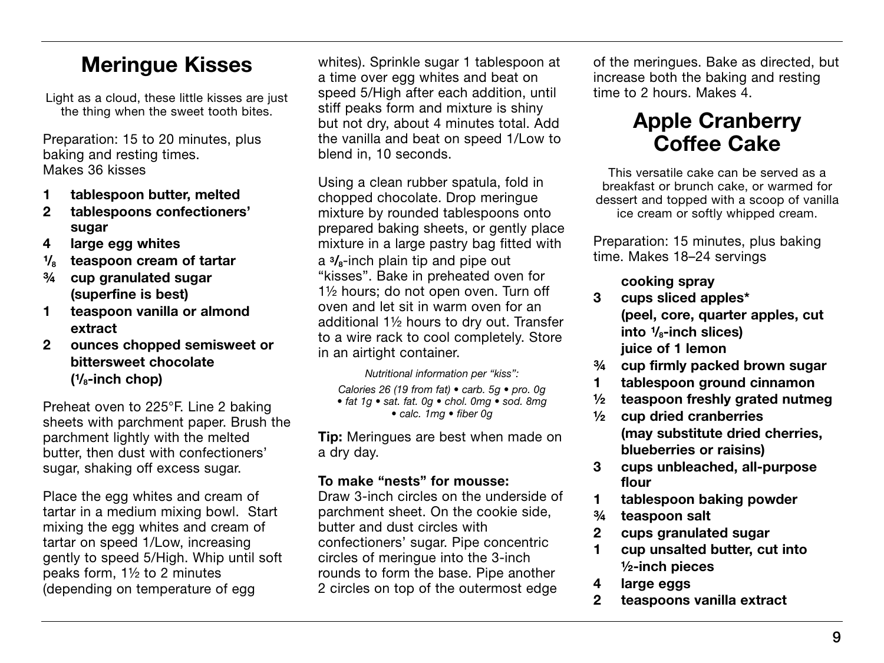## Meringue Kisses

Light as a cloud, these little kisses are just the thing when the sweet tooth bites.

Preparation: 15 to 20 minutes, plus baking and resting times.
Makes 36 kisses

- **1 tablespoon butter, melted**
- **2 tablespoons confectioners' sugar**
- **4 large egg whites**
- **⅛ teaspoon cream of tartar**
- **¾ cup granulated sugar (superfine is best)**
- **1 teaspoon vanilla or almond extract**
- **2 ounces chopped semisweet or bittersweet chocolate (⅛-inch chop)**

Preheat oven to 225°F. Line 2 baking sheets with parchment paper. Brush the parchment lightly with the melted butter, then dust with confectioners' sugar, shaking off excess sugar.

Place the egg whites and cream of tartar in a medium mixing bowl. Start mixing the egg whites and cream of tartar on speed 1/Low, increasing gently to speed 5/High. Whip until soft peaks form, 1½ to 2 minutes (depending on temperature of egg whites). Sprinkle sugar 1 tablespoon at a time over egg whites and beat on speed 5/High after each addition, until stiff peaks form and mixture is shiny but not dry, about 4 minutes total. Add the vanilla and beat on speed 1/Low to blend in, 10 seconds.

Using a clean rubber spatula, fold in chopped chocolate. Drop meringue mixture by rounded tablespoons onto prepared baking sheets, or gently place mixture in a large pastry bag fitted with a ⅜-inch plain tip and pipe out "kisses". Bake in preheated oven for 1½ hours; do not open oven. Turn off oven and let sit in warm oven for an additional 1½ hours to dry out. Transfer to a wire rack to cool completely. Store in an airtight container.

*Nutritional information per "kiss":*
*Calories 26 (19 from fat) • carb. 5g • pro. 0g • fat 1g • sat. fat. 0g • chol. 0mg • sod. 8mg • calc. 1mg • fiber 0g*

**Tip:** Meringues are best when made on a dry day.

**To make "nests" for mousse:**
Draw 3-inch circles on the underside of parchment sheet. On the cookie side, butter and dust circles with confectioners' sugar. Pipe concentric circles of meringue into the 3-inch rounds to form the base. Pipe another 2 circles on top of the outermost edge of the meringues. Bake as directed, but increase both the baking and resting time to 2 hours. Makes 4.

## Apple Cranberry Coffee Cake

This versatile cake can be served as a breakfast or brunch cake, or warmed for dessert and topped with a scoop of vanilla ice cream or softly whipped cream.

Preparation: 15 minutes, plus baking time. Makes 18–24 servings

- **cooking spray**
- **3 cups sliced apples* (peel, core, quarter apples, cut into ⅛-inch slices) juice of 1 lemon**
- **¾ cup firmly packed brown sugar**
- **1 tablespoon ground cinnamon**
- **½ teaspoon freshly grated nutmeg**
- **½ cup dried cranberries (may substitute dried cherries, blueberries or raisins)**
- **3 cups unbleached, all-purpose flour**
- **1 tablespoon baking powder**
- **¾ teaspoon salt**
- **2 cups granulated sugar**
- **1 cup unsalted butter, cut into ½-inch pieces**
- **4 large eggs**
- **2 teaspoons vanilla extract**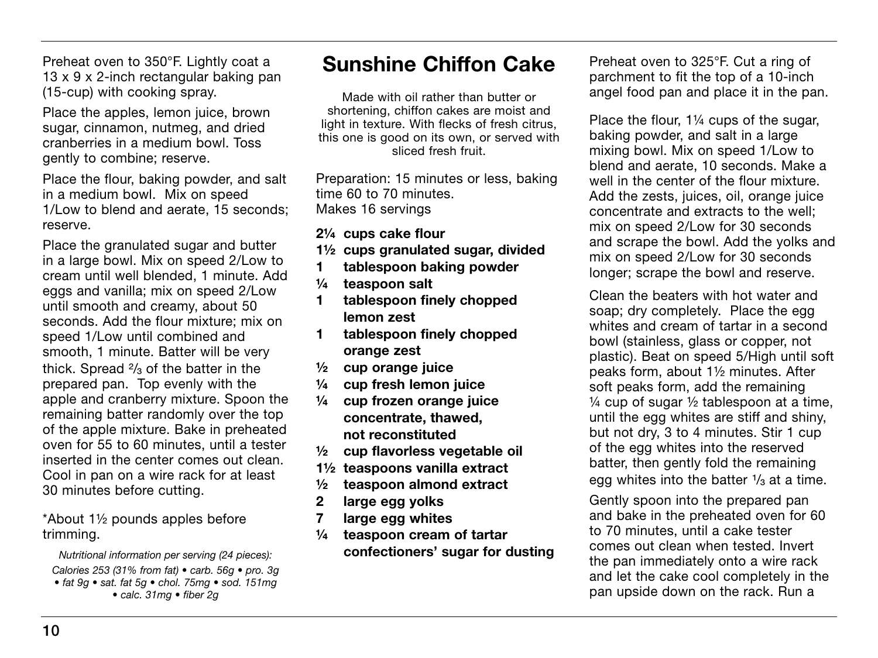Preheat oven to 350°F. Lightly coat a 13 x 9 x 2-inch rectangular baking pan (15-cup) with cooking spray.

Place the apples, lemon juice, brown sugar, cinnamon, nutmeg, and dried cranberries in a medium bowl. Toss gently to combine; reserve.

Place the flour, baking powder, and salt in a medium bowl. Mix on speed 1/Low to blend and aerate, 15 seconds; reserve.

Place the granulated sugar and butter in a large bowl. Mix on speed 2/Low to cream until well blended, 1 minute. Add eggs and vanilla; mix on speed 2/Low until smooth and creamy, about 50 seconds. Add the flour mixture; mix on speed 1/Low until combined and smooth, 1 minute. Batter will be very thick. Spread ⅔ of the batter in the prepared pan. Top evenly with the apple and cranberry mixture. Spoon the remaining batter randomly over the top of the apple mixture. Bake in preheated oven for 55 to 60 minutes, until a tester inserted in the center comes out clean. Cool in pan on a wire rack for at least 30 minutes before cutting.

*About 1½ pounds apples before trimming.

*Nutritional information per serving (24 pieces):*
*Calories 253 (31% from fat) • carb. 56g • pro. 3g • fat 9g • sat. fat 5g • chol. 75mg • sod. 151mg • calc. 31mg • fiber 2g*

# Sunshine Chiffon Cake

Made with oil rather than butter or shortening, chiffon cakes are moist and light in texture. With flecks of fresh citrus, this one is good on its own, or served with sliced fresh fruit.

Preparation: 15 minutes or less, baking time 60 to 70 minutes.
Makes 16 servings

- **2¼ cups cake flour**
- **1½ cups granulated sugar, divided**
- **1 tablespoon baking powder**
- **¼ teaspoon salt**
- **1 tablespoon finely chopped lemon zest**
- **1 tablespoon finely chopped orange zest**
- **½ cup orange juice**
- **¼ cup fresh lemon juice**
- **¼ cup frozen orange juice concentrate, thawed, not reconstituted**
- **½ cup flavorless vegetable oil**
- **1½ teaspoons vanilla extract**
- **½ teaspoon almond extract**
- **2 large egg yolks**
- **7 large egg whites**
- **¼ teaspoon cream of tartar**
- **confectioners' sugar for dusting**

Preheat oven to 325°F. Cut a ring of parchment to fit the top of a 10-inch angel food pan and place it in the pan.

Place the flour, 1¼ cups of the sugar, baking powder, and salt in a large mixing bowl. Mix on speed 1/Low to blend and aerate, 10 seconds. Make a well in the center of the flour mixture. Add the zests, juices, oil, orange juice concentrate and extracts to the well; mix on speed 2/Low for 30 seconds and scrape the bowl. Add the yolks and mix on speed 2/Low for 30 seconds longer; scrape the bowl and reserve.

Clean the beaters with hot water and soap; dry completely. Place the egg whites and cream of tartar in a second bowl (stainless, glass or copper, not plastic). Beat on speed 5/High until soft peaks form, about 1½ minutes. After soft peaks form, add the remaining ¼ cup of sugar ½ tablespoon at a time, until the egg whites are stiff and shiny, but not dry, 3 to 4 minutes. Stir 1 cup of the egg whites into the reserved batter, then gently fold the remaining egg whites into the batter ⅓ at a time.

Gently spoon into the prepared pan and bake in the preheated oven for 60 to 70 minutes, until a cake tester comes out clean when tested. Invert the pan immediately onto a wire rack and let the cake cool completely in the pan upside down on the rack. Run a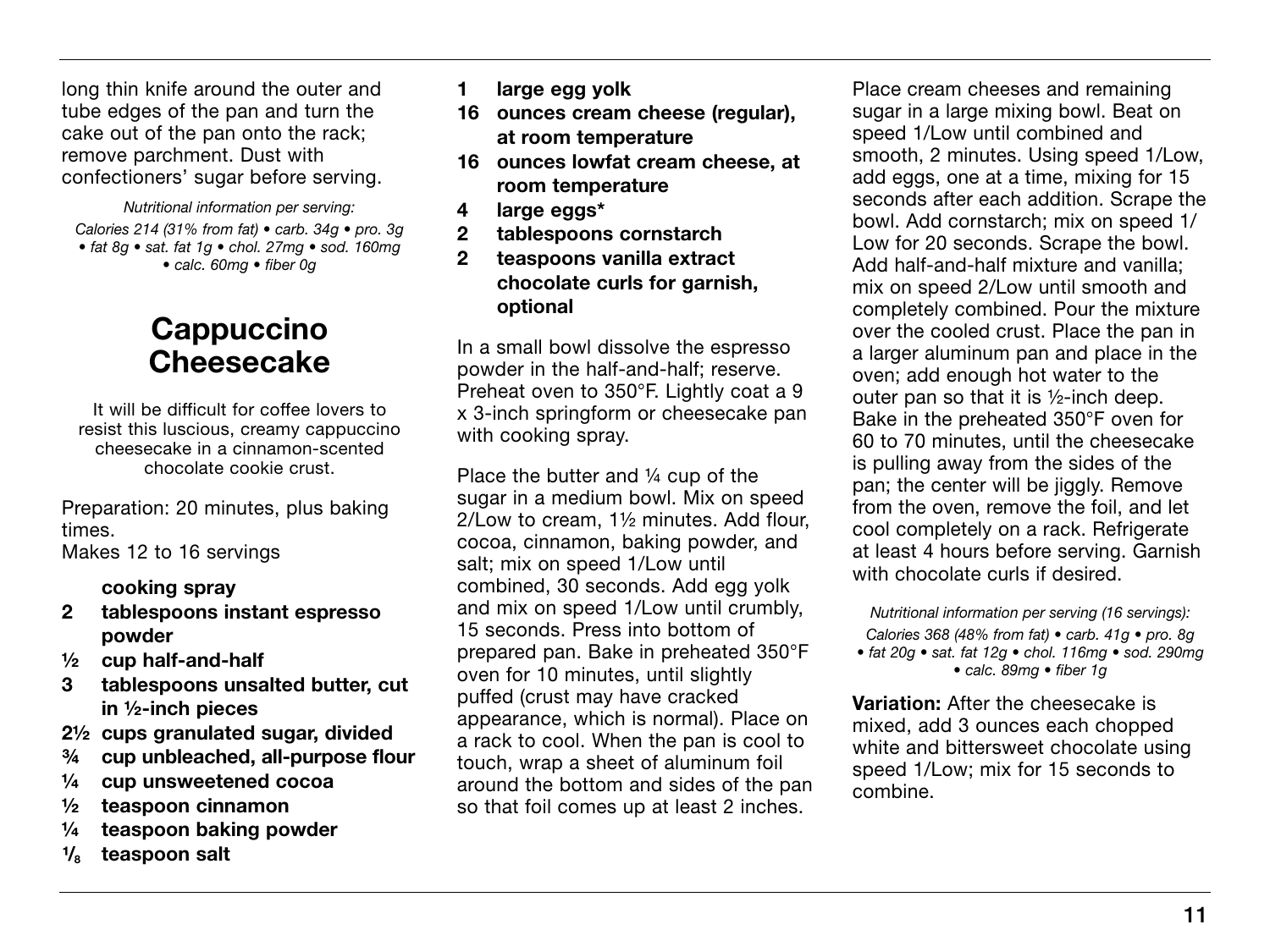long thin knife around the outer and tube edges of the pan and turn the cake out of the pan onto the rack; remove parchment. Dust with confectioners' sugar before serving.

*Nutritional information per serving:*
*Calories 214 (31% from fat) • carb. 34g • pro. 3g • fat 8g • sat. fat 1g • chol. 27mg • sod. 160mg • calc. 60mg • fiber 0g*

## Cappuccino Cheesecake

It will be difficult for coffee lovers to resist this luscious, creamy cappuccino cheesecake in a cinnamon-scented chocolate cookie crust.

Preparation: 20 minutes, plus baking times.
Makes 12 to 16 servings

- **cooking spray**
- **2 tablespoons instant espresso powder**
- **½ cup half-and-half**
- **3 tablespoons unsalted butter, cut in ½-inch pieces**
- **2½ cups granulated sugar, divided**
- **¾ cup unbleached, all-purpose flour**
- **¼ cup unsweetened cocoa**
- **½ teaspoon cinnamon**
- **¼ teaspoon baking powder**
- **⅛ teaspoon salt**
- **1 large egg yolk**
- **16 ounces cream cheese (regular), at room temperature**
- **16 ounces lowfat cream cheese, at room temperature**
- **4 large eggs***
- **2 tablespoons cornstarch**
- **2 teaspoons vanilla extract**
- **chocolate curls for garnish, optional**

In a small bowl dissolve the espresso powder in the half-and-half; reserve. Preheat oven to 350°F. Lightly coat a 9 x 3-inch springform or cheesecake pan with cooking spray.

Place the butter and ¼ cup of the sugar in a medium bowl. Mix on speed 2/Low to cream, 1½ minutes. Add flour, cocoa, cinnamon, baking powder, and salt; mix on speed 1/Low until combined, 30 seconds. Add egg yolk and mix on speed 1/Low until crumbly, 15 seconds. Press into bottom of prepared pan. Bake in preheated 350°F oven for 10 minutes, until slightly puffed (crust may have cracked appearance, which is normal). Place on a rack to cool. When the pan is cool to touch, wrap a sheet of aluminum foil around the bottom and sides of the pan so that foil comes up at least 2 inches.

Place cream cheeses and remaining sugar in a large mixing bowl. Beat on speed 1/Low until combined and smooth, 2 minutes. Using speed 1/Low, add eggs, one at a time, mixing for 15 seconds after each addition. Scrape the bowl. Add cornstarch; mix on speed 1/Low for 20 seconds. Scrape the bowl. Add half-and-half mixture and vanilla; mix on speed 2/Low until smooth and completely combined. Pour the mixture over the cooled crust. Place the pan in a larger aluminum pan and place in the oven; add enough hot water to the outer pan so that it is ½-inch deep. Bake in the preheated 350°F oven for 60 to 70 minutes, until the cheesecake is pulling away from the sides of the pan; the center will be jiggly. Remove from the oven, remove the foil, and let cool completely on a rack. Refrigerate at least 4 hours before serving. Garnish with chocolate curls if desired.

*Nutritional information per serving (16 servings):*
*Calories 368 (48% from fat) • carb. 41g • pro. 8g • fat 20g • sat. fat 12g • chol. 116mg • sod. 290mg • calc. 89mg • fiber 1g*

**Variation:** After the cheesecake is mixed, add 3 ounces each chopped white and bittersweet chocolate using speed 1/Low; mix for 15 seconds to combine.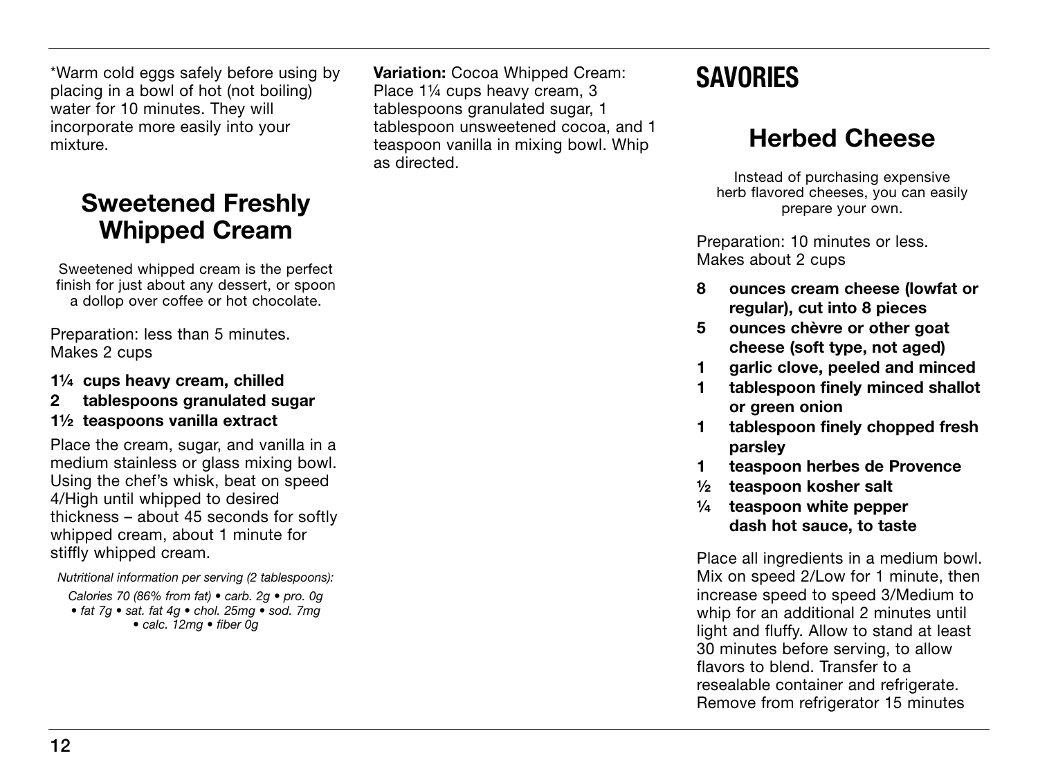*Warm cold eggs safely before using by placing in a bowl of hot (not boiling) water for 10 minutes. They will incorporate more easily into your mixture.

## Sweetened Freshly Whipped Cream

Sweetened whipped cream is the perfect finish for just about any dessert, or spoon a dollop over coffee or hot chocolate.

Preparation: less than 5 minutes.
Makes 2 cups

**1¼ cups heavy cream, chilled**
**2 tablespoons granulated sugar**
**1½ teaspoons vanilla extract**

Place the cream, sugar, and vanilla in a medium stainless or glass mixing bowl. Using the chef's whisk, beat on speed 4/High until whipped to desired thickness – about 45 seconds for softly whipped cream, about 1 minute for stiffly whipped cream.

*Nutritional information per serving (2 tablespoons):*

*Calories 70 (86% from fat) • carb. 2g • pro. 0g • fat 7g • sat. fat 4g • chol. 25mg • sod. 7mg • calc. 12mg • fiber 0g*

**Variation:** Cocoa Whipped Cream: Place 1¼ cups heavy cream, 3 tablespoons granulated sugar, 1 tablespoon unsweetened cocoa, and 1 teaspoon vanilla in mixing bowl. Whip as directed.

# SAVORIES

## Herbed Cheese

Instead of purchasing expensive herb flavored cheeses, you can easily prepare your own.

Preparation: 10 minutes or less.
Makes about 2 cups

**8 ounces cream cheese (lowfat or regular), cut into 8 pieces**
**5 ounces chèvre or other goat cheese (soft type, not aged)**
**1 garlic clove, peeled and minced**
**1 tablespoon finely minced shallot or green onion**
**1 tablespoon finely chopped fresh parsley**
**1 teaspoon herbes de Provence**
**½ teaspoon kosher salt**
**¼ teaspoon white pepper dash hot sauce, to taste**

Place all ingredients in a medium bowl. Mix on speed 2/Low for 1 minute, then increase speed to speed 3/Medium to whip for an additional 2 minutes until light and fluffy. Allow to stand at least 30 minutes before serving, to allow flavors to blend. Transfer to a resealable container and refrigerate. Remove from refrigerator 15 minutes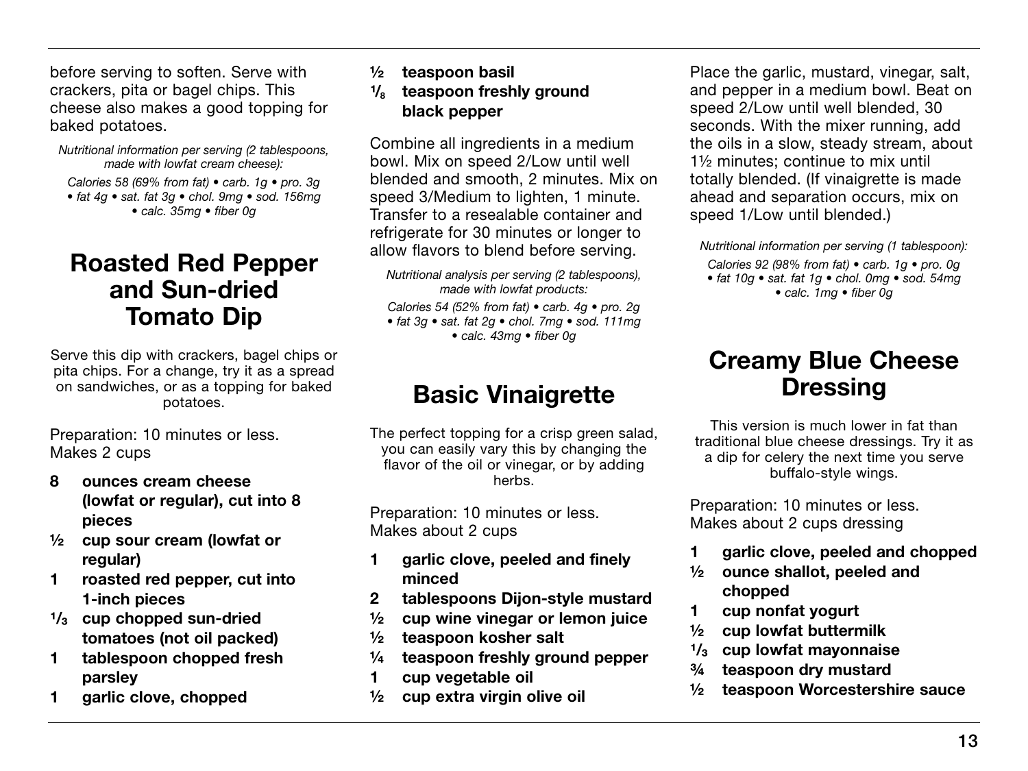before serving to soften. Serve with crackers, pita or bagel chips. This cheese also makes a good topping for baked potatoes.

*Nutritional information per serving (2 tablespoons, made with lowfat cream cheese):*

*Calories 58 (69% from fat) • carb. 1g • pro. 3g • fat 4g • sat. fat 3g • chol. 9mg • sod. 156mg • calc. 35mg • fiber 0g*

## Roasted Red Pepper and Sun-dried Tomato Dip

Serve this dip with crackers, bagel chips or pita chips. For a change, try it as a spread on sandwiches, or as a topping for baked potatoes.

Preparation: 10 minutes or less.
Makes 2 cups

- **8 ounces cream cheese (lowfat or regular), cut into 8 pieces**
- **½ cup sour cream (lowfat or regular)**
- **1 roasted red pepper, cut into 1-inch pieces**
- **⅓ cup chopped sun-dried tomatoes (not oil packed)**
- **1 tablespoon chopped fresh parsley**
- **1 garlic clove, chopped**
- **½ teaspoon basil**
- **⅛ teaspoon freshly ground black pepper**

Combine all ingredients in a medium bowl. Mix on speed 2/Low until well blended and smooth, 2 minutes. Mix on speed 3/Medium to lighten, 1 minute. Transfer to a resealable container and refrigerate for 30 minutes or longer to allow flavors to blend before serving.

*Nutritional analysis per serving (2 tablespoons), made with lowfat products:*

*Calories 54 (52% from fat) • carb. 4g • pro. 2g • fat 3g • sat. fat 2g • chol. 7mg • sod. 111mg • calc. 43mg • fiber 0g*

## Basic Vinaigrette

The perfect topping for a crisp green salad, you can easily vary this by changing the flavor of the oil or vinegar, or by adding herbs.

Preparation: 10 minutes or less.
Makes about 2 cups

- **1 garlic clove, peeled and finely minced**
- **2 tablespoons Dijon-style mustard**
- **½ cup wine vinegar or lemon juice**
- **½ teaspoon kosher salt**
- **¼ teaspoon freshly ground pepper**
- **1 cup vegetable oil**
- **½ cup extra virgin olive oil**

Place the garlic, mustard, vinegar, salt, and pepper in a medium bowl. Beat on speed 2/Low until well blended, 30 seconds. With the mixer running, add the oils in a slow, steady stream, about 1½ minutes; continue to mix until totally blended. (If vinaigrette is made ahead and separation occurs, mix on speed 1/Low until blended.)

*Nutritional information per serving (1 tablespoon):*

*Calories 92 (98% from fat) • carb. 1g • pro. 0g • fat 10g • sat. fat 1g • chol. 0mg • sod. 54mg • calc. 1mg • fiber 0g*

## Creamy Blue Cheese Dressing

This version is much lower in fat than traditional blue cheese dressings. Try it as a dip for celery the next time you serve buffalo-style wings.

Preparation: 10 minutes or less.
Makes about 2 cups dressing

- **1 garlic clove, peeled and chopped**
- **½ ounce shallot, peeled and chopped**
- **1 cup nonfat yogurt**
- **½ cup lowfat buttermilk**
- **⅓ cup lowfat mayonnaise**
- **¾ teaspoon dry mustard**
- **½ teaspoon Worcestershire sauce**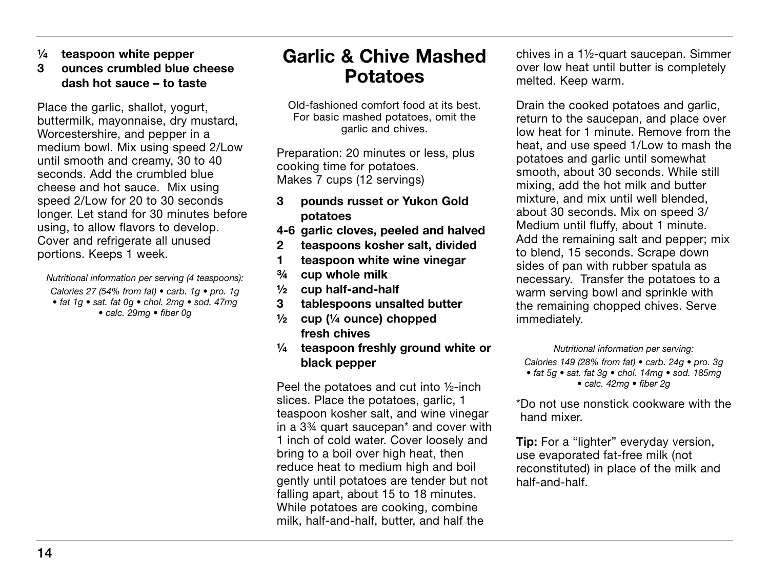**¼ teaspoon white pepper**
**3 ounces crumbled blue cheese**
**dash hot sauce – to taste**

Place the garlic, shallot, yogurt, buttermilk, mayonnaise, dry mustard, Worcestershire, and pepper in a medium bowl. Mix using speed 2/Low until smooth and creamy, 30 to 40 seconds. Add the crumbled blue cheese and hot sauce. Mix using speed 2/Low for 20 to 30 seconds longer. Let stand for 30 minutes before using, to allow flavors to develop. Cover and refrigerate all unused portions. Keeps 1 week.

*Nutritional information per serving (4 teaspoons):*
*Calories 27 (54% from fat) • carb. 1g • pro. 1g • fat 1g • sat. fat 0g • chol. 2mg • sod. 47mg • calc. 29mg • fiber 0g*

# Garlic & Chive Mashed Potatoes

Old-fashioned comfort food at its best. For basic mashed potatoes, omit the garlic and chives.

Preparation: 20 minutes or less, plus cooking time for potatoes.
Makes 7 cups (12 servings)

**3 pounds russet or Yukon Gold potatoes**
**4-6 garlic cloves, peeled and halved**
**2 teaspoons kosher salt, divided**
**1 teaspoon white wine vinegar**
**¾ cup whole milk**
**½ cup half-and-half**
**3 tablespoons unsalted butter**
**½ cup (¼ ounce) chopped fresh chives**
**¼ teaspoon freshly ground white or black pepper**

Peel the potatoes and cut into ½-inch slices. Place the potatoes, garlic, 1 teaspoon kosher salt, and wine vinegar in a 3¾ quart saucepan* and cover with 1 inch of cold water. Cover loosely and bring to a boil over high heat, then reduce heat to medium high and boil gently until potatoes are tender but not falling apart, about 15 to 18 minutes. While potatoes are cooking, combine milk, half-and-half, butter, and half the chives in a 1½-quart saucepan. Simmer over low heat until butter is completely melted. Keep warm.

Drain the cooked potatoes and garlic, return to the saucepan, and place over low heat for 1 minute. Remove from the heat, and use speed 1/Low to mash the potatoes and garlic until somewhat smooth, about 30 seconds. While still mixing, add the hot milk and butter mixture, and mix until well blended, about 30 seconds. Mix on speed 3/Medium until fluffy, about 1 minute. Add the remaining salt and pepper; mix to blend, 15 seconds. Scrape down sides of pan with rubber spatula as necessary. Transfer the potatoes to a warm serving bowl and sprinkle with the remaining chopped chives. Serve immediately.

*Nutritional information per serving:*
*Calories 149 (28% from fat) • carb. 24g • pro. 3g • fat 5g • sat. fat 3g • chol. 14mg • sod. 185mg • calc. 42mg • fiber 2g*

*Do not use nonstick cookware with the hand mixer.

**Tip:** For a "lighter" everyday version, use evaporated fat-free milk (not reconstituted) in place of the milk and half-and-half.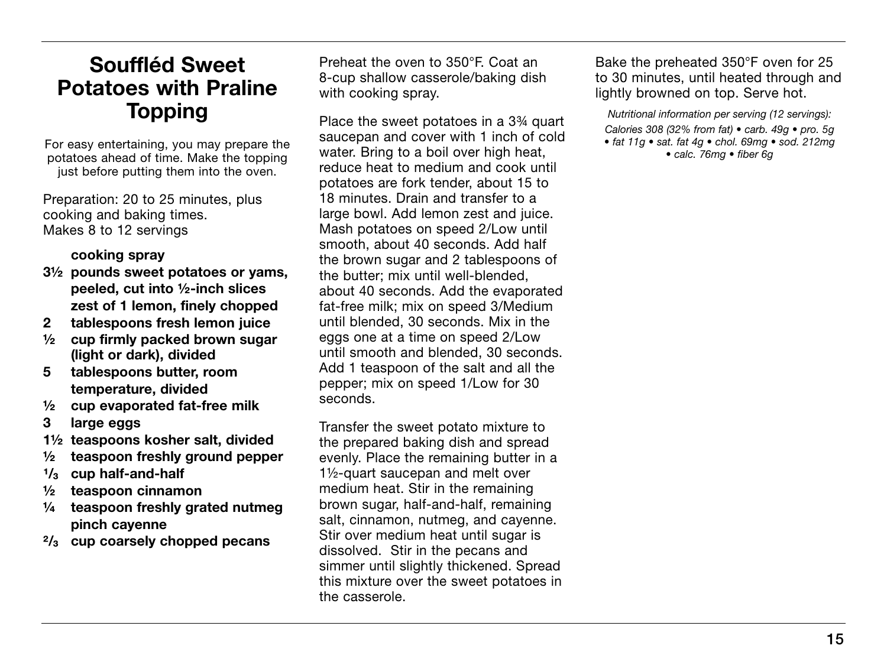# Souffléd Sweet Potatoes with Praline Topping

For easy entertaining, you may prepare the potatoes ahead of time. Make the topping just before putting them into the oven.

Preparation: 20 to 25 minutes, plus cooking and baking times.
Makes 8 to 12 servings

- **cooking spray**
- **3½ pounds sweet potatoes or yams, peeled, cut into ½-inch slices**
- **zest of 1 lemon, finely chopped**
- **2 tablespoons fresh lemon juice**
- **½ cup firmly packed brown sugar (light or dark), divided**
- **5 tablespoons butter, room temperature, divided**
- **½ cup evaporated fat-free milk**
- **3 large eggs**
- **1½ teaspoons kosher salt, divided**
- **½ teaspoon freshly ground pepper**
- **⅓ cup half-and-half**
- **½ teaspoon cinnamon**
- **¼ teaspoon freshly grated nutmeg**
- **pinch cayenne**
- **⅔ cup coarsely chopped pecans**

Preheat the oven to 350°F. Coat an 8-cup shallow casserole/baking dish with cooking spray.

Place the sweet potatoes in a 3¾ quart saucepan and cover with 1 inch of cold water. Bring to a boil over high heat, reduce heat to medium and cook until potatoes are fork tender, about 15 to 18 minutes. Drain and transfer to a large bowl. Add lemon zest and juice. Mash potatoes on speed 2/Low until smooth, about 40 seconds. Add half the brown sugar and 2 tablespoons of the butter; mix until well-blended, about 40 seconds. Add the evaporated fat-free milk; mix on speed 3/Medium until blended, 30 seconds. Mix in the eggs one at a time on speed 2/Low until smooth and blended, 30 seconds. Add 1 teaspoon of the salt and all the pepper; mix on speed 1/Low for 30 seconds.

Transfer the sweet potato mixture to the prepared baking dish and spread evenly. Place the remaining butter in a 1½-quart saucepan and melt over medium heat. Stir in the remaining brown sugar, half-and-half, remaining salt, cinnamon, nutmeg, and cayenne. Stir over medium heat until sugar is dissolved. Stir in the pecans and simmer until slightly thickened. Spread this mixture over the sweet potatoes in the casserole.

Bake the preheated 350°F oven for 25 to 30 minutes, until heated through and lightly browned on top. Serve hot.

*Nutritional information per serving (12 servings):*
*Calories 308 (32% from fat) • carb. 49g • pro. 5g • fat 11g • sat. fat 4g • chol. 69mg • sod. 212mg • calc. 76mg • fiber 6g*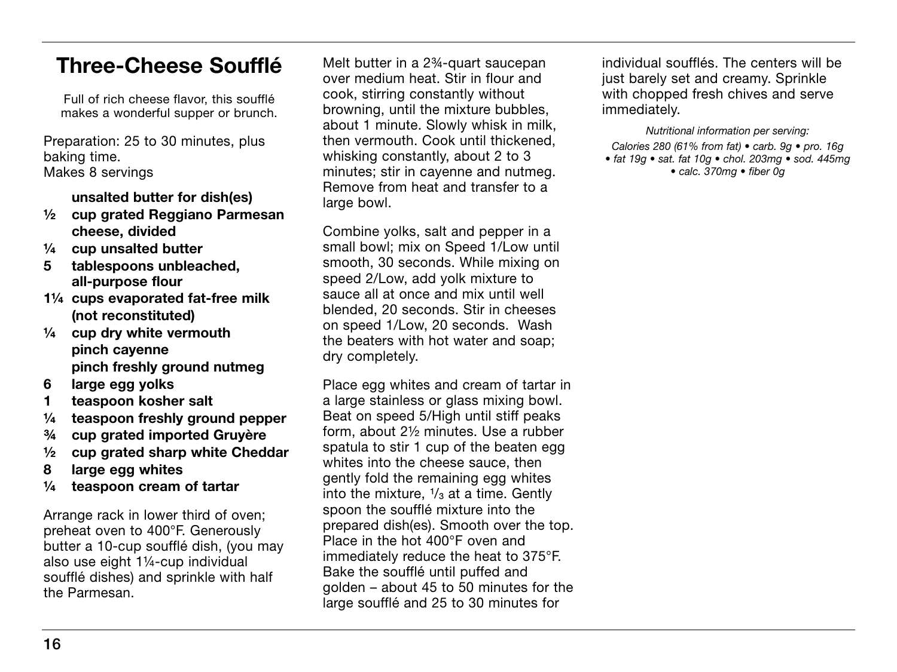# Three-Cheese Soufflé

Full of rich cheese flavor, this soufflé makes a wonderful supper or brunch.

Preparation: 25 to 30 minutes, plus baking time.
Makes 8 servings

- **unsalted butter for dish(es)**
- **½ cup grated Reggiano Parmesan cheese, divided**
- **¼ cup unsalted butter**
- **5 tablespoons unbleached, all-purpose flour**
- **1¼ cups evaporated fat-free milk (not reconstituted)**
- **¼ cup dry white vermouth**
- **pinch cayenne**
- **pinch freshly ground nutmeg**
- **6 large egg yolks**
- **1 teaspoon kosher salt**
- **¼ teaspoon freshly ground pepper**
- **¾ cup grated imported Gruyère**
- **½ cup grated sharp white Cheddar**
- **8 large egg whites**
- **¼ teaspoon cream of tartar**

Arrange rack in lower third of oven; preheat oven to 400°F. Generously butter a 10-cup soufflé dish, (you may also use eight 1¼-cup individual soufflé dishes) and sprinkle with half the Parmesan.

Melt butter in a 2¾-quart saucepan over medium heat. Stir in flour and cook, stirring constantly without browning, until the mixture bubbles, about 1 minute. Slowly whisk in milk, then vermouth. Cook until thickened, whisking constantly, about 2 to 3 minutes; stir in cayenne and nutmeg. Remove from heat and transfer to a large bowl.

Combine yolks, salt and pepper in a small bowl; mix on Speed 1/Low until smooth, 30 seconds. While mixing on speed 2/Low, add yolk mixture to sauce all at once and mix until well blended, 20 seconds. Stir in cheeses on speed 1/Low, 20 seconds. Wash the beaters with hot water and soap; dry completely.

Place egg whites and cream of tartar in a large stainless or glass mixing bowl. Beat on speed 5/High until stiff peaks form, about 2½ minutes. Use a rubber spatula to stir 1 cup of the beaten egg whites into the cheese sauce, then gently fold the remaining egg whites into the mixture, ⅓ at a time. Gently spoon the soufflé mixture into the prepared dish(es). Smooth over the top. Place in the hot 400°F oven and immediately reduce the heat to 375°F. Bake the soufflé until puffed and golden – about 45 to 50 minutes for the large soufflé and 25 to 30 minutes for individual soufflés. The centers will be just barely set and creamy. Sprinkle with chopped fresh chives and serve immediately.

*Nutritional information per serving:*
*Calories 280 (61% from fat) • carb. 9g • pro. 16g • fat 19g • sat. fat 10g • chol. 203mg • sod. 445mg • calc. 370mg • fiber 0g*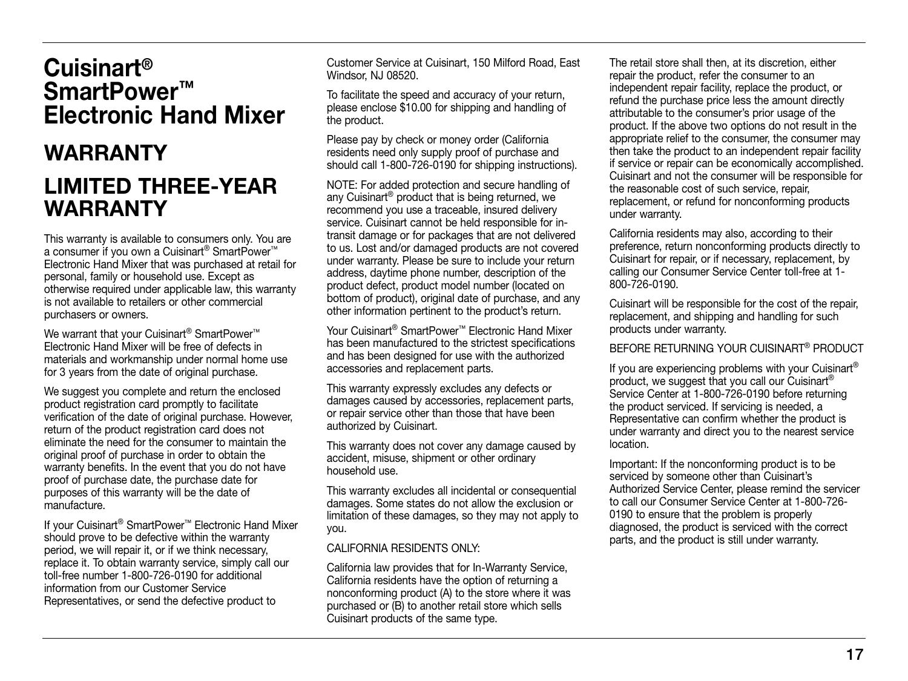# Cuisinart® SmartPower™ Electronic Hand Mixer

## WARRANTY

## LIMITED THREE-YEAR WARRANTY

This warranty is available to consumers only. You are a consumer if you own a Cuisinart® SmartPower™ Electronic Hand Mixer that was purchased at retail for personal, family or household use. Except as otherwise required under applicable law, this warranty is not available to retailers or other commercial purchasers or owners.

We warrant that your Cuisinart® SmartPower™ Electronic Hand Mixer will be free of defects in materials and workmanship under normal home use for 3 years from the date of original purchase.

We suggest you complete and return the enclosed product registration card promptly to facilitate verification of the date of original purchase. However, return of the product registration card does not eliminate the need for the consumer to maintain the original proof of purchase in order to obtain the warranty benefits. In the event that you do not have proof of purchase date, the purchase date for purposes of this warranty will be the date of manufacture.

If your Cuisinart® SmartPower™ Electronic Hand Mixer should prove to be defective within the warranty period, we will repair it, or if we think necessary, replace it. To obtain warranty service, simply call our toll-free number 1-800-726-0190 for additional information from our Customer Service Representatives, or send the defective product to Customer Service at Cuisinart, 150 Milford Road, East Windsor, NJ 08520.

To facilitate the speed and accuracy of your return, please enclose $10.00 for shipping and handling of the product.

Please pay by check or money order (California residents need only supply proof of purchase and should call 1-800-726-0190 for shipping instructions).

NOTE: For added protection and secure handling of any Cuisinart® product that is being returned, we recommend you use a traceable, insured delivery service. Cuisinart cannot be held responsible for in-transit damage or for packages that are not delivered to us. Lost and/or damaged products are not covered under warranty. Please be sure to include your return address, daytime phone number, description of the product defect, product model number (located on bottom of product), original date of purchase, and any other information pertinent to the product's return.

Your Cuisinart® SmartPower™ Electronic Hand Mixer has been manufactured to the strictest specifications and has been designed for use with the authorized accessories and replacement parts.

This warranty expressly excludes any defects or damages caused by accessories, replacement parts, or repair service other than those that have been authorized by Cuisinart.

This warranty does not cover any damage caused by accident, misuse, shipment or other ordinary household use.

This warranty excludes all incidental or consequential damages. Some states do not allow the exclusion or limitation of these damages, so they may not apply to you.

CALIFORNIA RESIDENTS ONLY:

California law provides that for In-Warranty Service, California residents have the option of returning a nonconforming product (A) to the store where it was purchased or (B) to another retail store which sells Cuisinart products of the same type. The retail store shall then, at its discretion, either repair the product, refer the consumer to an independent repair facility, replace the product, or refund the purchase price less the amount directly attributable to the consumer's prior usage of the product. If the above two options do not result in the appropriate relief to the consumer, the consumer may then take the product to an independent repair facility if service or repair can be economically accomplished. Cuisinart and not the consumer will be responsible for the reasonable cost of such service, repair, replacement, or refund for nonconforming products under warranty.

California residents may also, according to their preference, return nonconforming products directly to Cuisinart for repair, or if necessary, replacement, by calling our Consumer Service Center toll-free at 1-800-726-0190.

Cuisinart will be responsible for the cost of the repair, replacement, and shipping and handling for such products under warranty.

BEFORE RETURNING YOUR CUISINART® PRODUCT

If you are experiencing problems with your Cuisinart® product, we suggest that you call our Cuisinart® Service Center at 1-800-726-0190 before returning the product serviced. If servicing is needed, a Representative can confirm whether the product is under warranty and direct you to the nearest service location.

Important: If the nonconforming product is to be serviced by someone other than Cuisinart's Authorized Service Center, please remind the servicer to call our Consumer Service Center at 1-800-726-0190 to ensure that the problem is properly diagnosed, the product is serviced with the correct parts, and the product is still under warranty.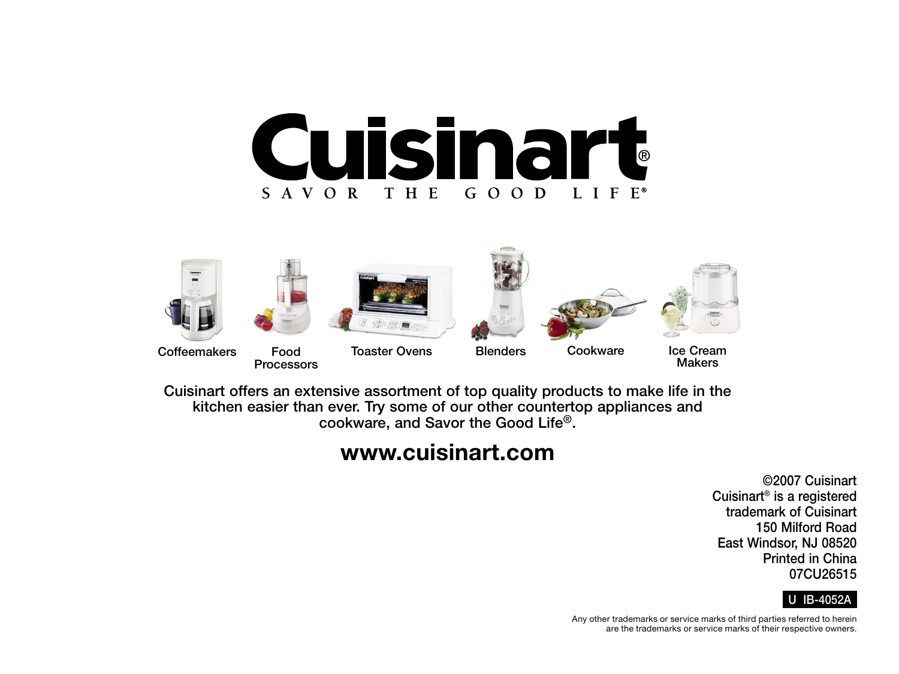# Cuisinart®

SAVOR THE GOOD LIFE®

Coffeemakers | Food Processors | Toaster Ovens | Blenders | Cookware | Ice Cream Makers

Cuisinart offers an extensive assortment of top quality products to make life in the kitchen easier than ever. Try some of our other countertop appliances and cookware, and Savor the Good Life®.

**www.cuisinart.com**

©2007 Cuisinart
Cuisinart® is a registered trademark of Cuisinart
150 Milford Road
East Windsor, NJ 08520
Printed in China
07CU26515

U IB-4052A

Any other trademarks or service marks of third parties referred to herein are the trademarks or service marks of their respective owners.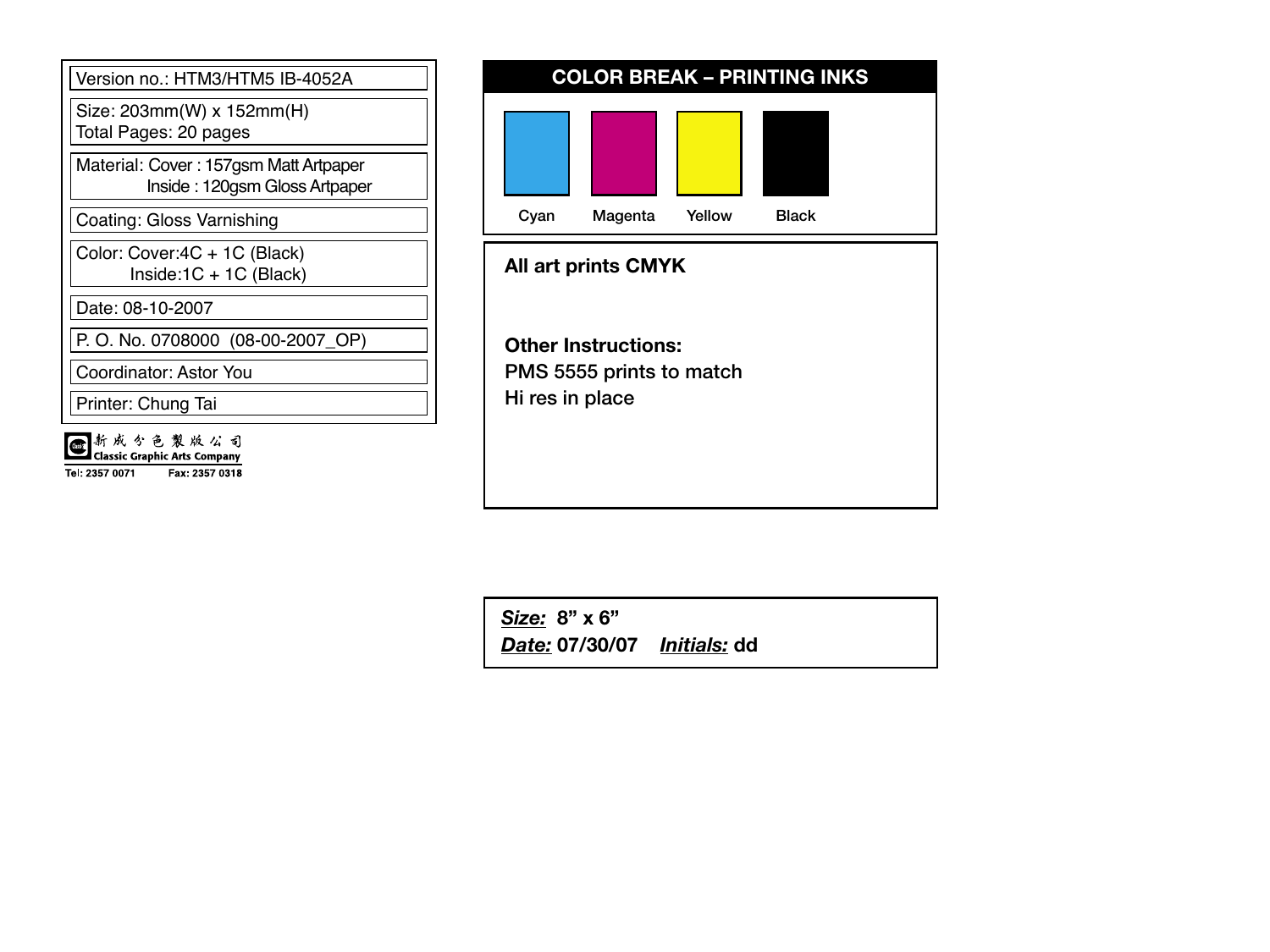Version no.: HTM3/HTM5 IB-4052A

Size: 203mm(W) x 152mm(H)
Total Pages: 20 pages

Material: Cover : 157gsm Matt Artpaper
Inside : 120gsm Gloss Artpaper

Coating: Gloss Varnishing

Color: Cover:4C + 1C (Black)
Inside:1C + 1C (Black)

Date: 08-10-2007

P. O. No. 0708000 (08-00-2007_OP)

Coordinator: Astor You

Printer: Chung Tai

新成分色製版公司
Classic Graphic Arts Company
Tel: 2357 0071 Fax: 2357 0318

## COLOR BREAK – PRINTING INKS

Cyan Magenta Yellow Black

**All art prints CMYK**

**Other Instructions:**
PMS 5555 prints to match
Hi res in place

***Size:*** **8” x 6”**
***Date:*** **07/30/07** ***Initials:*** **dd**